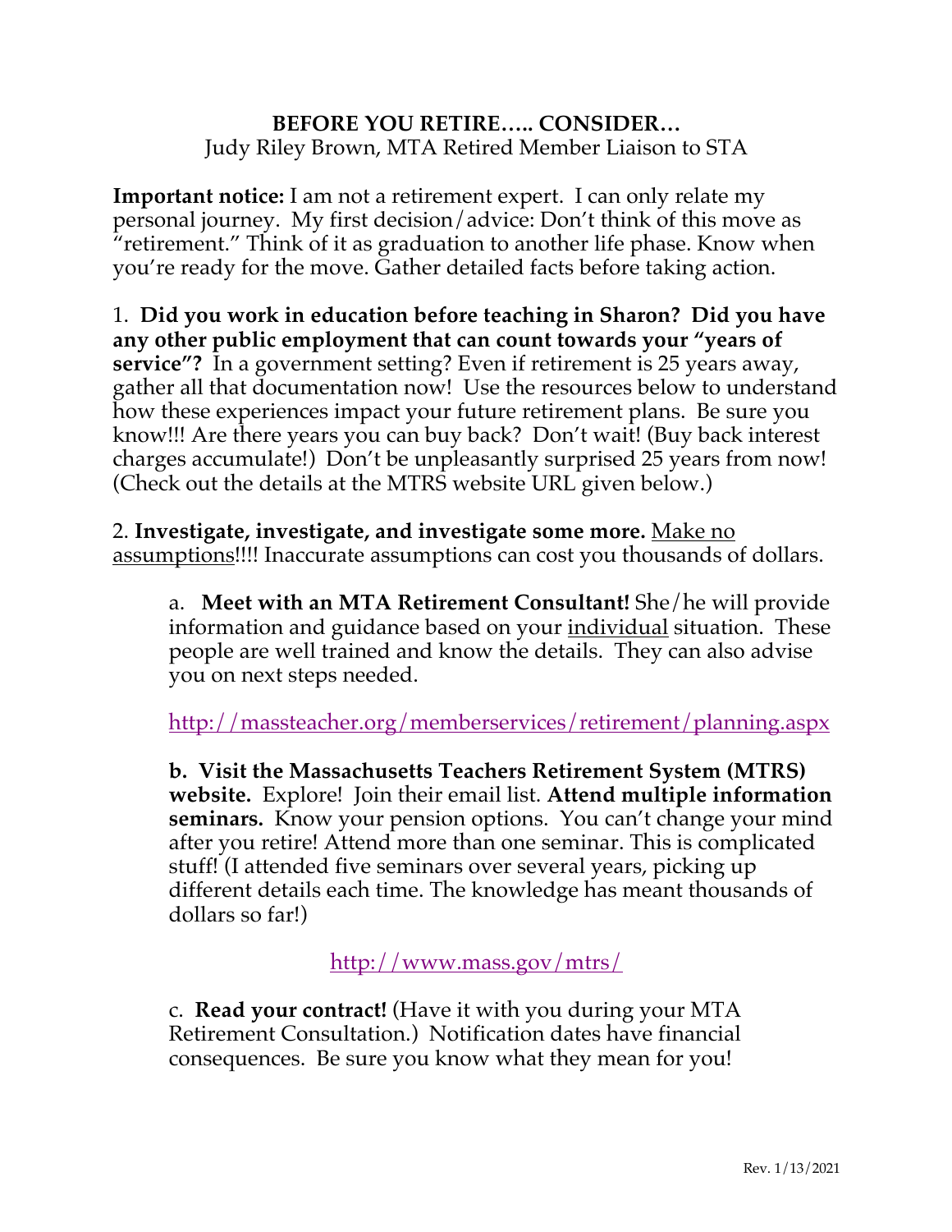# BEFORE YOU RETIRE….. CONSIDER…

Judy Riley Brown, MTA Retired Member Liaison to STA

**Important notice:** I am not a retirement expert. I can only relate my personal journey. My first decision/advice: Don't think of this move as "retirement." Think of it as graduation to another life phase. Know when you're ready for the move. Gather detailed facts before taking action.

1. **Did you work in education before teaching in Sharon? Did you have any other public employment that can count towards your "years of service"?** In a government setting? Even if retirement is 25 years away, gather all that documentation now! Use the resources below to understand how these experiences impact your future retirement plans. Be sure you know!!! Are there years you can buy back? Don't wait! (Buy back interest charges accumulate!) Don't be unpleasantly surprised 25 years from now! (Check out the details at the MTRS website URL given below.)

2. **Investigate, investigate, and investigate some more.** <u>Make no assumptions</u>!!!! Inaccurate assumptions can cost you thousands of dollars.

   a. **Meet with an MTA Retirement Consultant!** She/he will provide information and guidance based on your <u>individual</u> situation. These people are well trained and know the details. They can also advise you on next steps needed.

   http://massteacher.org/memberservices/retirement/planning.aspx

   **b. Visit the Massachusetts Teachers Retirement System (MTRS) website.** Explore! Join their email list. **Attend multiple information seminars.** Know your pension options. You can't change your mind after you retire! Attend more than one seminar. This is complicated stuff! (I attended five seminars over several years, picking up different details each time. The knowledge has meant thousands of dollars so far!)

   http://www.mass.gov/mtrs/

   c. **Read your contract!** (Have it with you during your MTA Retirement Consultation.) Notification dates have financial consequences. Be sure you know what they mean for you!

Rev. 1/13/2021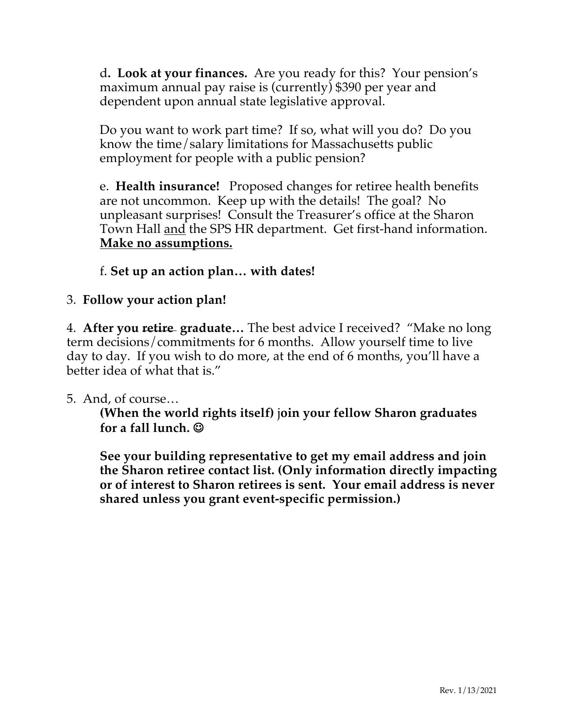d**. Look at your finances.** Are you ready for this? Your pension's maximum annual pay raise is (currently) $390 per year and dependent upon annual state legislative approval.

Do you want to work part time? If so, what will you do? Do you know the time/salary limitations for Massachusetts public employment for people with a public pension?

e. **Health insurance!** Proposed changes for retiree health benefits are not uncommon. Keep up with the details! The goal? No unpleasant surprises! Consult the Treasurer's office at the Sharon Town Hall <u>and</u> the SPS HR department. Get first-hand information. **<u>Make no assumptions.</u>**

f. **Set up an action plan… with dates!**

3. **Follow your action plan!**

4. **After you ~~retire~~ graduate…** The best advice I received? "Make no long term decisions/commitments for 6 months. Allow yourself time to live day to day. If you wish to do more, at the end of 6 months, you'll have a better idea of what that is."

5. And, of course…

   **(When the world rights itself) join your fellow Sharon graduates for a fall lunch. ☺**

   **See your building representative to get my email address and join the Sharon retiree contact list. (Only information directly impacting or of interest to Sharon retirees is sent. Your email address is never shared unless you grant event-specific permission.)**

Rev. 1/13/2021